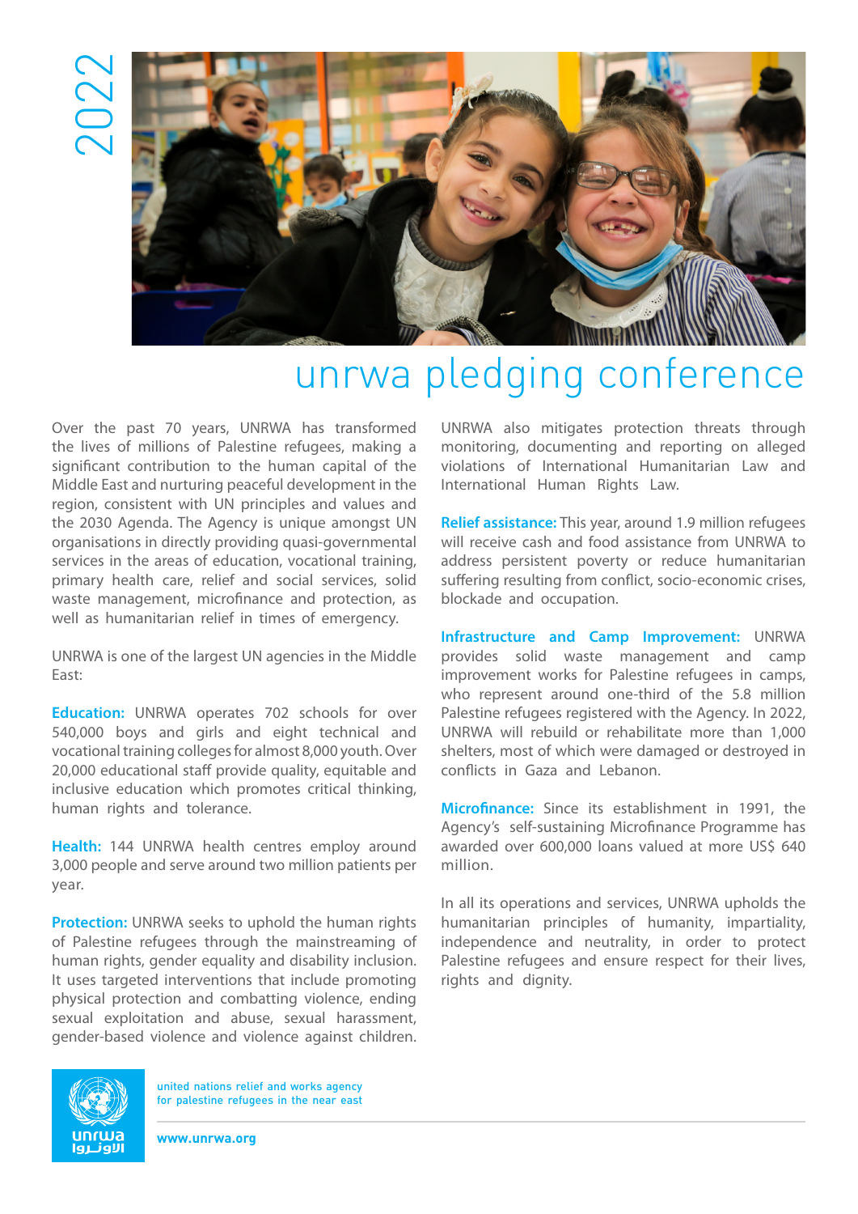2022

# unrwa pledging conference

Over the past 70 years, UNRWA has transformed the lives of millions of Palestine refugees, making a significant contribution to the human capital of the Middle East and nurturing peaceful development in the region, consistent with UN principles and values and the 2030 Agenda. The Agency is unique amongst UN organisations in directly providing quasi-governmental services in the areas of education, vocational training, primary health care, relief and social services, solid waste management, microfinance and protection, as well as humanitarian relief in times of emergency.

UNRWA is one of the largest UN agencies in the Middle East:

**Education:** UNRWA operates 702 schools for over 540,000 boys and girls and eight technical and vocational training colleges for almost 8,000 youth. Over 20,000 educational staff provide quality, equitable and inclusive education which promotes critical thinking, human rights and tolerance.

**Health:** 144 UNRWA health centres employ around 3,000 people and serve around two million patients per year.

**Protection:** UNRWA seeks to uphold the human rights of Palestine refugees through the mainstreaming of human rights, gender equality and disability inclusion. It uses targeted interventions that include promoting physical protection and combatting violence, ending sexual exploitation and abuse, sexual harassment, gender-based violence and violence against children.

UNRWA also mitigates protection threats through monitoring, documenting and reporting on alleged violations of International Humanitarian Law and International Human Rights Law.

**Relief assistance:** This year, around 1.9 million refugees will receive cash and food assistance from UNRWA to address persistent poverty or reduce humanitarian suffering resulting from conflict, socio-economic crises, blockade and occupation.

**Infrastructure and Camp Improvement:** UNRWA provides solid waste management and camp improvement works for Palestine refugees in camps, who represent around one-third of the 5.8 million Palestine refugees registered with the Agency. In 2022, UNRWA will rebuild or rehabilitate more than 1,000 shelters, most of which were damaged or destroyed in conflicts in Gaza and Lebanon.

**Microfinance:** Since its establishment in 1991, the Agency's self-sustaining Microfinance Programme has awarded over 600,000 loans valued at more US$ 640 million.

In all its operations and services, UNRWA upholds the humanitarian principles of humanity, impartiality, independence and neutrality, in order to protect Palestine refugees and ensure respect for their lives, rights and dignity.

unrwa
الاونروا

united nations relief and works agency
for palestine refugees in the near east

www.unrwa.org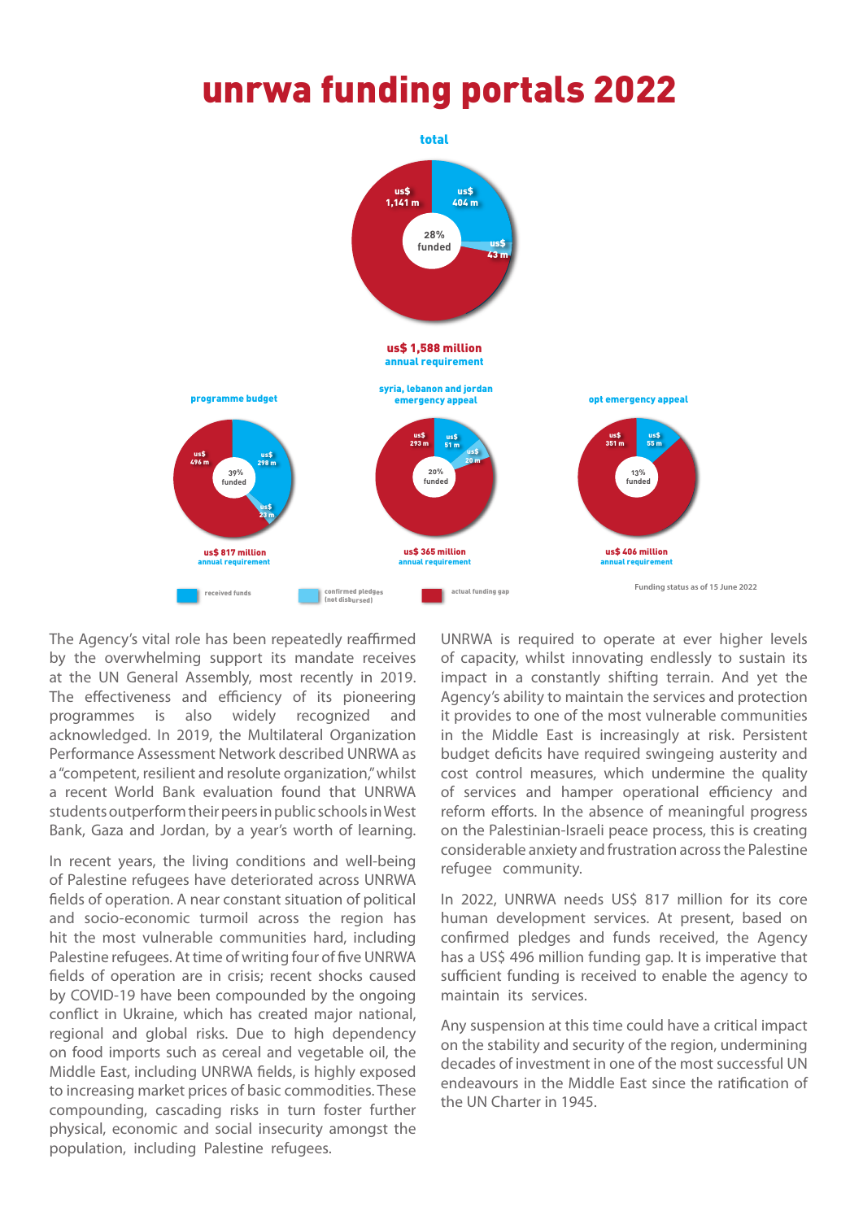# unrwa funding portals 2022

**total**

us$ 1,141 m

us$ 404 m

28% funded

us$ 43 m

**us$ 1,588 million**
**annual requirement**

**programme budget**

us$ 496 m

us$ 298 m

39% funded

us$ 23 m

**us$ 817 million**
**annual requirement**

**syria, lebanon and jordan emergency appeal**

us$ 293 m

us$ 51 m

us$ 20 m

20% funded

**us$ 365 million**
**annual requirement**

**opt emergency appeal**

us$ 351 m

us$ 55 m

13% funded

**us$ 406 million**
**annual requirement**

received funds

confirmed pledges (not disbursed)

actual funding gap

Funding status as of 15 June 2022

The Agency's vital role has been repeatedly reaffirmed by the overwhelming support its mandate receives at the UN General Assembly, most recently in 2019. The effectiveness and efficiency of its pioneering programmes is also widely recognized and acknowledged. In 2019, the Multilateral Organization Performance Assessment Network described UNRWA as a "competent, resilient and resolute organization," whilst a recent World Bank evaluation found that UNRWA students outperform their peers in public schools in West Bank, Gaza and Jordan, by a year's worth of learning.

In recent years, the living conditions and well-being of Palestine refugees have deteriorated across UNRWA fields of operation. A near constant situation of political and socio-economic turmoil across the region has hit the most vulnerable communities hard, including Palestine refugees. At time of writing four of five UNRWA fields of operation are in crisis; recent shocks caused by COVID-19 have been compounded by the ongoing conflict in Ukraine, which has created major national, regional and global risks. Due to high dependency on food imports such as cereal and vegetable oil, the Middle East, including UNRWA fields, is highly exposed to increasing market prices of basic commodities. These compounding, cascading risks in turn foster further physical, economic and social insecurity amongst the population, including Palestine refugees.

UNRWA is required to operate at ever higher levels of capacity, whilst innovating endlessly to sustain its impact in a constantly shifting terrain. And yet the Agency's ability to maintain the services and protection it provides to one of the most vulnerable communities in the Middle East is increasingly at risk. Persistent budget deficits have required swingeing austerity and cost control measures, which undermine the quality of services and hamper operational efficiency and reform efforts. In the absence of meaningful progress on the Palestinian-Israeli peace process, this is creating considerable anxiety and frustration across the Palestine refugee community.

In 2022, UNRWA needs US$ 817 million for its core human development services. At present, based on confirmed pledges and funds received, the Agency has a US$ 496 million funding gap. It is imperative that sufficient funding is received to enable the agency to maintain its services.

Any suspension at this time could have a critical impact on the stability and security of the region, undermining decades of investment in one of the most successful UN endeavours in the Middle East since the ratification of the UN Charter in 1945.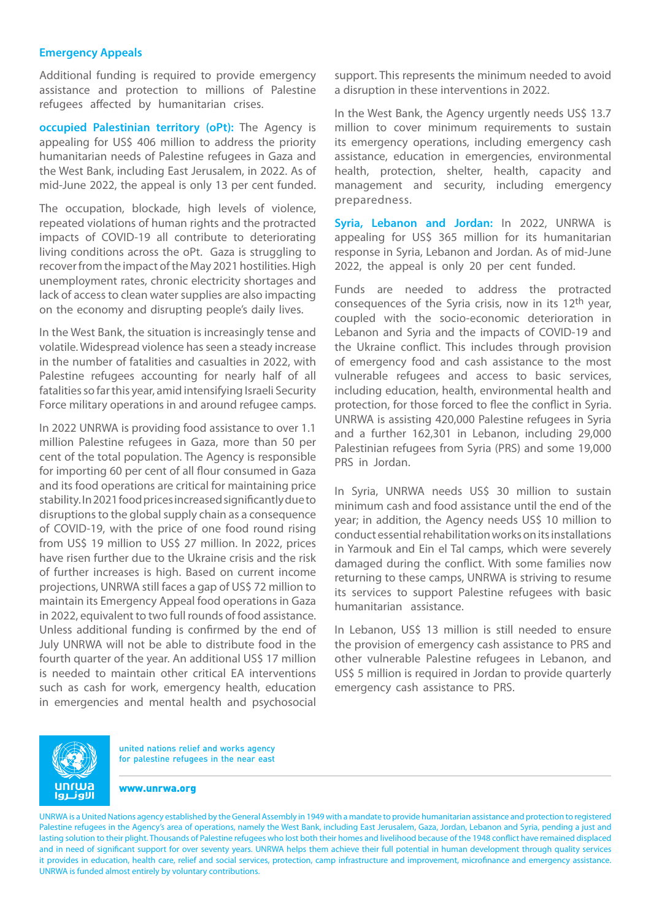## Emergency Appeals

Additional funding is required to provide emergency assistance and protection to millions of Palestine refugees affected by humanitarian crises.

**occupied Palestinian territory (oPt):** The Agency is appealing for US$ 406 million to address the priority humanitarian needs of Palestine refugees in Gaza and the West Bank, including East Jerusalem, in 2022. As of mid-June 2022, the appeal is only 13 per cent funded.

The occupation, blockade, high levels of violence, repeated violations of human rights and the protracted impacts of COVID-19 all contribute to deteriorating living conditions across the oPt. Gaza is struggling to recover from the impact of the May 2021 hostilities. High unemployment rates, chronic electricity shortages and lack of access to clean water supplies are also impacting on the economy and disrupting people's daily lives.

In the West Bank, the situation is increasingly tense and volatile. Widespread violence has seen a steady increase in the number of fatalities and casualties in 2022, with Palestine refugees accounting for nearly half of all fatalities so far this year, amid intensifying Israeli Security Force military operations in and around refugee camps.

In 2022 UNRWA is providing food assistance to over 1.1 million Palestine refugees in Gaza, more than 50 per cent of the total population. The Agency is responsible for importing 60 per cent of all flour consumed in Gaza and its food operations are critical for maintaining price stability. In 2021 food prices increased significantly due to disruptions to the global supply chain as a consequence of COVID-19, with the price of one food round rising from US$ 19 million to US$ 27 million. In 2022, prices have risen further due to the Ukraine crisis and the risk of further increases is high. Based on current income projections, UNRWA still faces a gap of US$ 72 million to maintain its Emergency Appeal food operations in Gaza in 2022, equivalent to two full rounds of food assistance. Unless additional funding is confirmed by the end of July UNRWA will not be able to distribute food in the fourth quarter of the year. An additional US$ 17 million is needed to maintain other critical EA interventions such as cash for work, emergency health, education in emergencies and mental health and psychosocial support. This represents the minimum needed to avoid a disruption in these interventions in 2022.

In the West Bank, the Agency urgently needs US$ 13.7 million to cover minimum requirements to sustain its emergency operations, including emergency cash assistance, education in emergencies, environmental health, protection, shelter, health, capacity and management and security, including emergency preparedness.

**Syria, Lebanon and Jordan:** In 2022, UNRWA is appealing for US$ 365 million for its humanitarian response in Syria, Lebanon and Jordan. As of mid-June 2022, the appeal is only 20 per cent funded.

Funds are needed to address the protracted consequences of the Syria crisis, now in its 12th year, coupled with the socio-economic deterioration in Lebanon and Syria and the impacts of COVID-19 and the Ukraine conflict. This includes through provision of emergency food and cash assistance to the most vulnerable refugees and access to basic services, including education, health, environmental health and protection, for those forced to flee the conflict in Syria. UNRWA is assisting 420,000 Palestine refugees in Syria and a further 162,301 in Lebanon, including 29,000 Palestinian refugees from Syria (PRS) and some 19,000 PRS in Jordan.

In Syria, UNRWA needs US$ 30 million to sustain minimum cash and food assistance until the end of the year; in addition, the Agency needs US$ 10 million to conduct essential rehabilitation works on its installations in Yarmouk and Ein el Tal camps, which were severely damaged during the conflict. With some families now returning to these camps, UNRWA is striving to resume its services to support Palestine refugees with basic humanitarian assistance.

In Lebanon, US$ 13 million is still needed to ensure the provision of emergency cash assistance to PRS and other vulnerable Palestine refugees in Lebanon, and US$ 5 million is required in Jordan to provide quarterly emergency cash assistance to PRS.

united nations relief and works agency
for palestine refugees in the near east

**www.unrwa.org**

UNRWA is a United Nations agency established by the General Assembly in 1949 with a mandate to provide humanitarian assistance and protection to registered Palestine refugees in the Agency's area of operations, namely the West Bank, including East Jerusalem, Gaza, Jordan, Lebanon and Syria, pending a just and lasting solution to their plight. Thousands of Palestine refugees who lost both their homes and livelihood because of the 1948 conflict have remained displaced and in need of significant support for over seventy years. UNRWA helps them achieve their full potential in human development through quality services it provides in education, health care, relief and social services, protection, camp infrastructure and improvement, microfinance and emergency assistance. UNRWA is funded almost entirely by voluntary contributions.